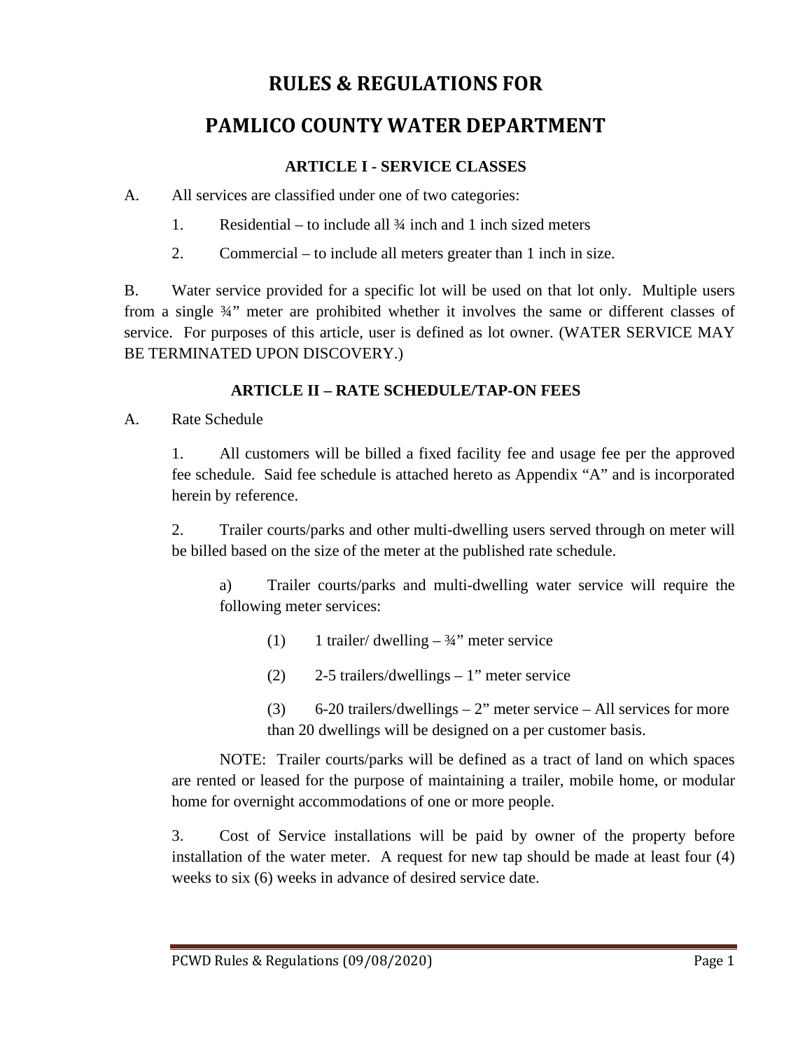# RULES & REGULATIONS FOR

# PAMLICO COUNTY WATER DEPARTMENT

## ARTICLE I - SERVICE CLASSES

A. All services are classified under one of two categories:

1. Residential – to include all ¾ inch and 1 inch sized meters
2. Commercial – to include all meters greater than 1 inch in size.

B. Water service provided for a specific lot will be used on that lot only. Multiple users from a single ¾" meter are prohibited whether it involves the same or different classes of service. For purposes of this article, user is defined as lot owner. (WATER SERVICE MAY BE TERMINATED UPON DISCOVERY.)

## ARTICLE II – RATE SCHEDULE/TAP-ON FEES

A. Rate Schedule

1. All customers will be billed a fixed facility fee and usage fee per the approved fee schedule. Said fee schedule is attached hereto as Appendix "A" and is incorporated herein by reference.

2. Trailer courts/parks and other multi-dwelling users served through on meter will be billed based on the size of the meter at the published rate schedule.

   a) Trailer courts/parks and multi-dwelling water service will require the following meter services:

      (1) 1 trailer/ dwelling – ¾" meter service

      (2) 2-5 trailers/dwellings – 1" meter service

      (3) 6-20 trailers/dwellings – 2" meter service – All services for more than 20 dwellings will be designed on a per customer basis.

   NOTE: Trailer courts/parks will be defined as a tract of land on which spaces are rented or leased for the purpose of maintaining a trailer, mobile home, or modular home for overnight accommodations of one or more people.

3. Cost of Service installations will be paid by owner of the property before installation of the water meter. A request for new tap should be made at least four (4) weeks to six (6) weeks in advance of desired service date.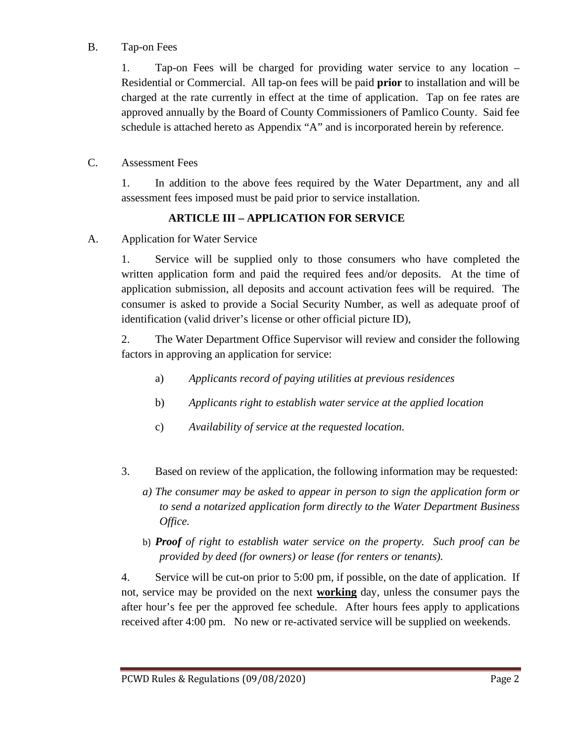B. Tap-on Fees

1. Tap-on Fees will be charged for providing water service to any location – Residential or Commercial. All tap-on fees will be paid **prior** to installation and will be charged at the rate currently in effect at the time of application. Tap on fee rates are approved annually by the Board of County Commissioners of Pamlico County. Said fee schedule is attached hereto as Appendix "A" and is incorporated herein by reference.

C. Assessment Fees

1. In addition to the above fees required by the Water Department, any and all assessment fees imposed must be paid prior to service installation.

## ARTICLE III – APPLICATION FOR SERVICE

A. Application for Water Service

1. Service will be supplied only to those consumers who have completed the written application form and paid the required fees and/or deposits. At the time of application submission, all deposits and account activation fees will be required. The consumer is asked to provide a Social Security Number, as well as adequate proof of identification (valid driver's license or other official picture ID),

2. The Water Department Office Supervisor will review and consider the following factors in approving an application for service:

   a) *Applicants record of paying utilities at previous residences*

   b) *Applicants right to establish water service at the applied location*

   c) *Availability of service at the requested location.*

3. Based on review of the application, the following information may be requested:

   a) *The consumer may be asked to appear in person to sign the application form or to send a notarized application form directly to the Water Department Business Office.*

   b) ***Proof** of right to establish water service on the property. Such proof can be provided by deed (for owners) or lease (for renters or tenants).*

4. Service will be cut-on prior to 5:00 pm, if possible, on the date of application. If not, service may be provided on the next <u>**working**</u> day, unless the consumer pays the after hour's fee per the approved fee schedule. After hours fees apply to applications received after 4:00 pm. No new or re-activated service will be supplied on weekends.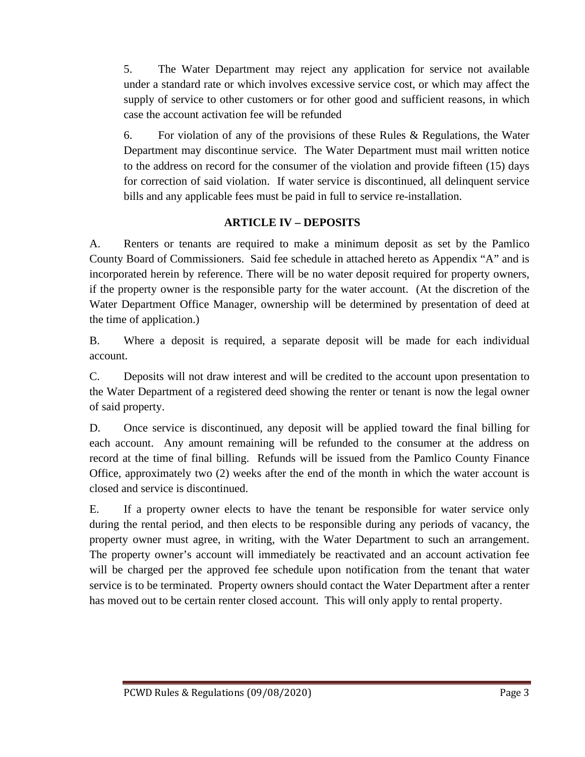5. The Water Department may reject any application for service not available under a standard rate or which involves excessive service cost, or which may affect the supply of service to other customers or for other good and sufficient reasons, in which case the account activation fee will be refunded

6. For violation of any of the provisions of these Rules & Regulations, the Water Department may discontinue service. The Water Department must mail written notice to the address on record for the consumer of the violation and provide fifteen (15) days for correction of said violation. If water service is discontinued, all delinquent service bills and any applicable fees must be paid in full to service re-installation.

## ARTICLE IV – DEPOSITS

A. Renters or tenants are required to make a minimum deposit as set by the Pamlico County Board of Commissioners. Said fee schedule in attached hereto as Appendix "A" and is incorporated herein by reference. There will be no water deposit required for property owners, if the property owner is the responsible party for the water account. (At the discretion of the Water Department Office Manager, ownership will be determined by presentation of deed at the time of application.)

B. Where a deposit is required, a separate deposit will be made for each individual account.

C. Deposits will not draw interest and will be credited to the account upon presentation to the Water Department of a registered deed showing the renter or tenant is now the legal owner of said property.

D. Once service is discontinued, any deposit will be applied toward the final billing for each account. Any amount remaining will be refunded to the consumer at the address on record at the time of final billing. Refunds will be issued from the Pamlico County Finance Office, approximately two (2) weeks after the end of the month in which the water account is closed and service is discontinued.

E. If a property owner elects to have the tenant be responsible for water service only during the rental period, and then elects to be responsible during any periods of vacancy, the property owner must agree, in writing, with the Water Department to such an arrangement. The property owner's account will immediately be reactivated and an account activation fee will be charged per the approved fee schedule upon notification from the tenant that water service is to be terminated. Property owners should contact the Water Department after a renter has moved out to be certain renter closed account. This will only apply to rental property.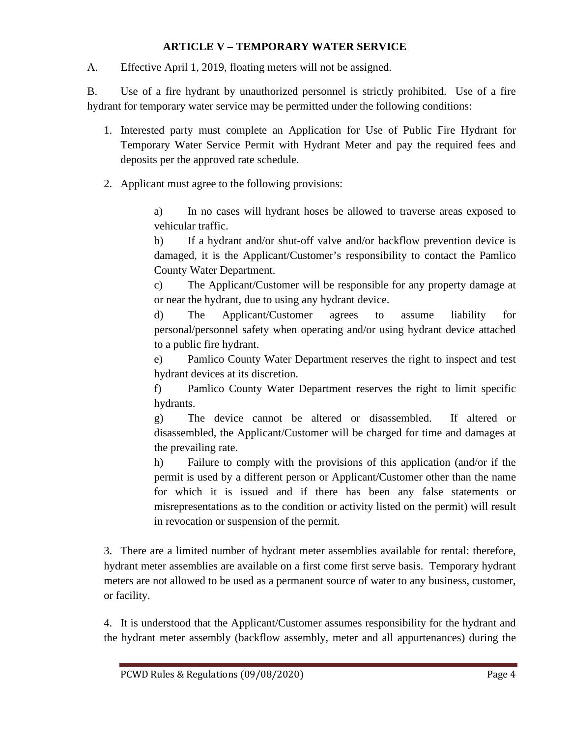## ARTICLE V – TEMPORARY WATER SERVICE

A. Effective April 1, 2019, floating meters will not be assigned.

B. Use of a fire hydrant by unauthorized personnel is strictly prohibited. Use of a fire hydrant for temporary water service may be permitted under the following conditions:

1. Interested party must complete an Application for Use of Public Fire Hydrant for Temporary Water Service Permit with Hydrant Meter and pay the required fees and deposits per the approved rate schedule.

2. Applicant must agree to the following provisions:

   a) In no cases will hydrant hoses be allowed to traverse areas exposed to vehicular traffic.

   b) If a hydrant and/or shut-off valve and/or backflow prevention device is damaged, it is the Applicant/Customer's responsibility to contact the Pamlico County Water Department.

   c) The Applicant/Customer will be responsible for any property damage at or near the hydrant, due to using any hydrant device.

   d) The Applicant/Customer agrees to assume liability for personal/personnel safety when operating and/or using hydrant device attached to a public fire hydrant.

   e) Pamlico County Water Department reserves the right to inspect and test hydrant devices at its discretion.

   f) Pamlico County Water Department reserves the right to limit specific hydrants.

   g) The device cannot be altered or disassembled. If altered or disassembled, the Applicant/Customer will be charged for time and damages at the prevailing rate.

   h) Failure to comply with the provisions of this application (and/or if the permit is used by a different person or Applicant/Customer other than the name for which it is issued and if there has been any false statements or misrepresentations as to the condition or activity listed on the permit) will result in revocation or suspension of the permit.

3. There are a limited number of hydrant meter assemblies available for rental: therefore, hydrant meter assemblies are available on a first come first serve basis. Temporary hydrant meters are not allowed to be used as a permanent source of water to any business, customer, or facility.

4. It is understood that the Applicant/Customer assumes responsibility for the hydrant and the hydrant meter assembly (backflow assembly, meter and all appurtenances) during the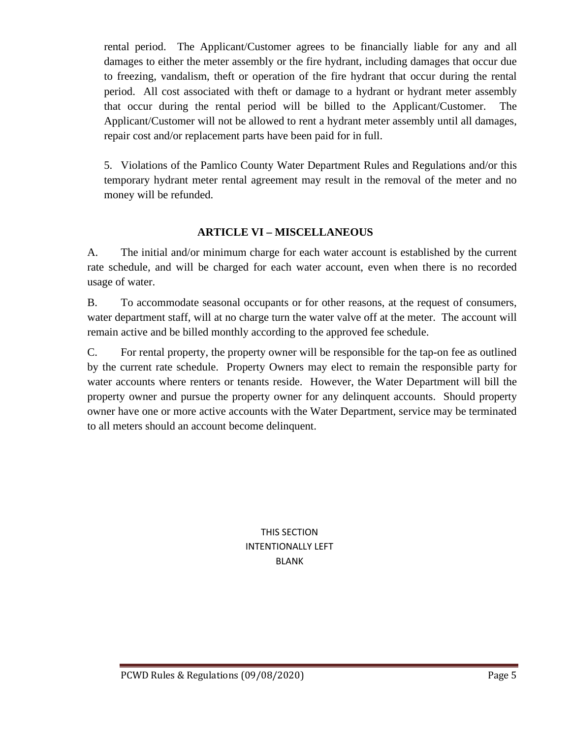rental period. The Applicant/Customer agrees to be financially liable for any and all damages to either the meter assembly or the fire hydrant, including damages that occur due to freezing, vandalism, theft or operation of the fire hydrant that occur during the rental period. All cost associated with theft or damage to a hydrant or hydrant meter assembly that occur during the rental period will be billed to the Applicant/Customer. The Applicant/Customer will not be allowed to rent a hydrant meter assembly until all damages, repair cost and/or replacement parts have been paid for in full.

5. Violations of the Pamlico County Water Department Rules and Regulations and/or this temporary hydrant meter rental agreement may result in the removal of the meter and no money will be refunded.

## ARTICLE VI – MISCELLANEOUS

A. The initial and/or minimum charge for each water account is established by the current rate schedule, and will be charged for each water account, even when there is no recorded usage of water.

B. To accommodate seasonal occupants or for other reasons, at the request of consumers, water department staff, will at no charge turn the water valve off at the meter. The account will remain active and be billed monthly according to the approved fee schedule.

C. For rental property, the property owner will be responsible for the tap-on fee as outlined by the current rate schedule. Property Owners may elect to remain the responsible party for water accounts where renters or tenants reside. However, the Water Department will bill the property owner and pursue the property owner for any delinquent accounts. Should property owner have one or more active accounts with the Water Department, service may be terminated to all meters should an account become delinquent.

THIS SECTION
INTENTIONALLY LEFT
BLANK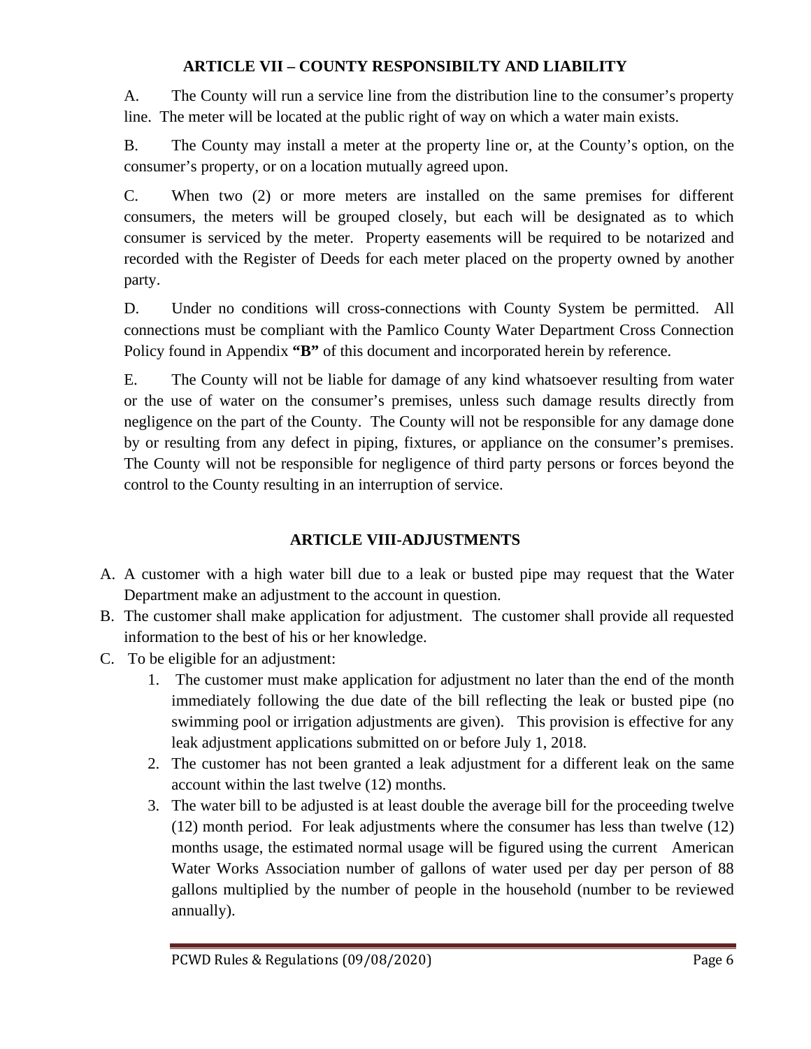## ARTICLE VII – COUNTY RESPONSIBILTY AND LIABILITY

A. The County will run a service line from the distribution line to the consumer's property line. The meter will be located at the public right of way on which a water main exists.

B. The County may install a meter at the property line or, at the County's option, on the consumer's property, or on a location mutually agreed upon.

C. When two (2) or more meters are installed on the same premises for different consumers, the meters will be grouped closely, but each will be designated as to which consumer is serviced by the meter. Property easements will be required to be notarized and recorded with the Register of Deeds for each meter placed on the property owned by another party.

D. Under no conditions will cross-connections with County System be permitted. All connections must be compliant with the Pamlico County Water Department Cross Connection Policy found in Appendix **"B"** of this document and incorporated herein by reference.

E. The County will not be liable for damage of any kind whatsoever resulting from water or the use of water on the consumer's premises, unless such damage results directly from negligence on the part of the County. The County will not be responsible for any damage done by or resulting from any defect in piping, fixtures, or appliance on the consumer's premises. The County will not be responsible for negligence of third party persons or forces beyond the control to the County resulting in an interruption of service.

## ARTICLE VIII-ADJUSTMENTS

A. A customer with a high water bill due to a leak or busted pipe may request that the Water Department make an adjustment to the account in question.

B. The customer shall make application for adjustment. The customer shall provide all requested information to the best of his or her knowledge.

C. To be eligible for an adjustment:

1. The customer must make application for adjustment no later than the end of the month immediately following the due date of the bill reflecting the leak or busted pipe (no swimming pool or irrigation adjustments are given). This provision is effective for any leak adjustment applications submitted on or before July 1, 2018.
2. The customer has not been granted a leak adjustment for a different leak on the same account within the last twelve (12) months.
3. The water bill to be adjusted is at least double the average bill for the proceeding twelve (12) month period. For leak adjustments where the consumer has less than twelve (12) months usage, the estimated normal usage will be figured using the current American Water Works Association number of gallons of water used per day per person of 88 gallons multiplied by the number of people in the household (number to be reviewed annually).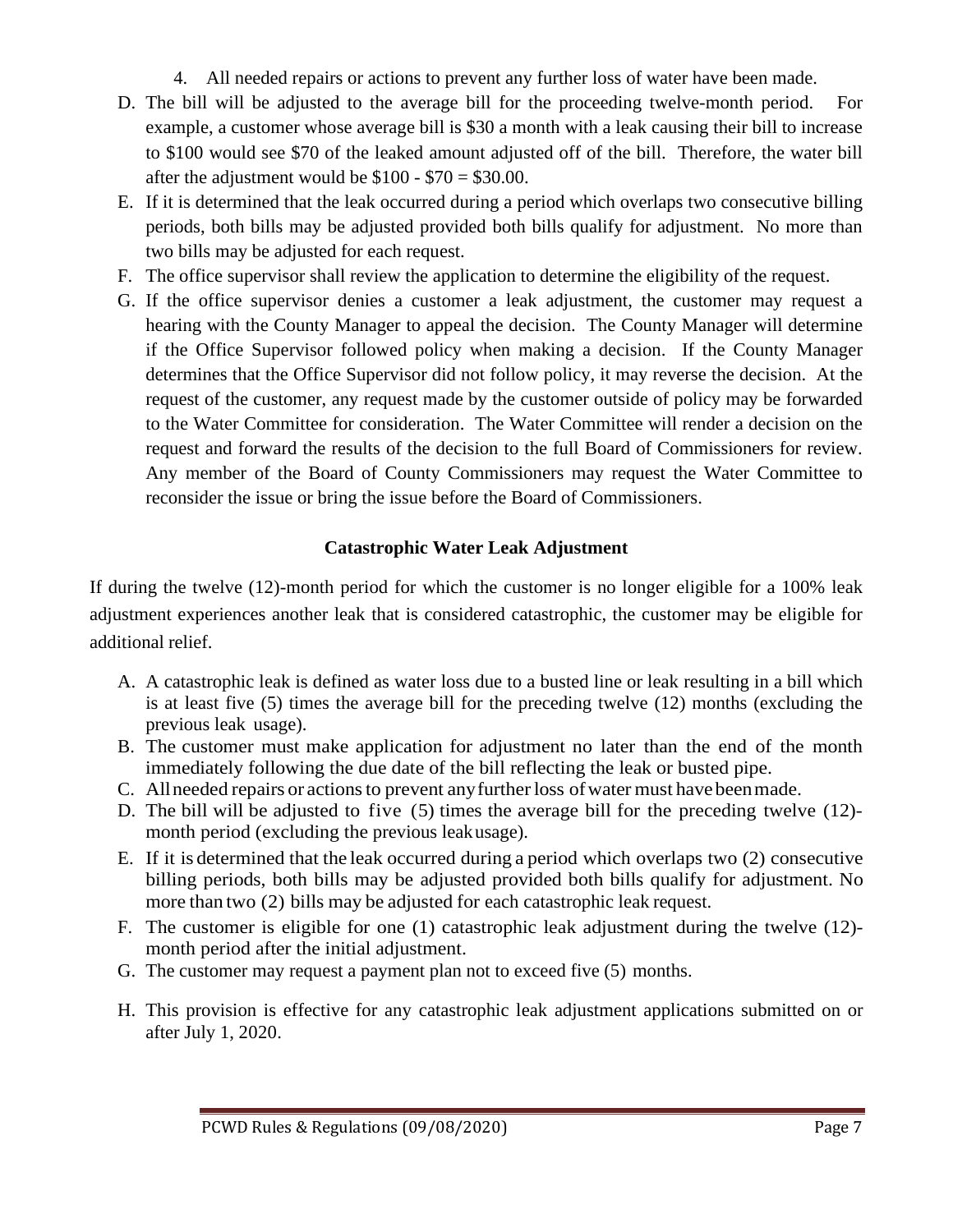4. All needed repairs or actions to prevent any further loss of water have been made.

D. The bill will be adjusted to the average bill for the proceeding twelve-month period. For example, a customer whose average bill is $30 a month with a leak causing their bill to increase to $100 would see $70 of the leaked amount adjusted off of the bill. Therefore, the water bill after the adjustment would be $100 - $70 = $30.00.

E. If it is determined that the leak occurred during a period which overlaps two consecutive billing periods, both bills may be adjusted provided both bills qualify for adjustment. No more than two bills may be adjusted for each request.

F. The office supervisor shall review the application to determine the eligibility of the request.

G. If the office supervisor denies a customer a leak adjustment, the customer may request a hearing with the County Manager to appeal the decision. The County Manager will determine if the Office Supervisor followed policy when making a decision. If the County Manager determines that the Office Supervisor did not follow policy, it may reverse the decision. At the request of the customer, any request made by the customer outside of policy may be forwarded to the Water Committee for consideration. The Water Committee will render a decision on the request and forward the results of the decision to the full Board of Commissioners for review. Any member of the Board of County Commissioners may request the Water Committee to reconsider the issue or bring the issue before the Board of Commissioners.

### Catastrophic Water Leak Adjustment

If during the twelve (12)-month period for which the customer is no longer eligible for a 100% leak adjustment experiences another leak that is considered catastrophic, the customer may be eligible for additional relief.

A. A catastrophic leak is defined as water loss due to a busted line or leak resulting in a bill which is at least five (5) times the average bill for the preceding twelve (12) months (excluding the previous leak usage).

B. The customer must make application for adjustment no later than the end of the month immediately following the due date of the bill reflecting the leak or busted pipe.

C. All needed repairs or actions to prevent any further loss of water must have been made.

D. The bill will be adjusted to five (5) times the average bill for the preceding twelve (12)-month period (excluding the previous leak usage).

E. If it is determined that the leak occurred during a period which overlaps two (2) consecutive billing periods, both bills may be adjusted provided both bills qualify for adjustment. No more than two (2) bills may be adjusted for each catastrophic leak request.

F. The customer is eligible for one (1) catastrophic leak adjustment during the twelve (12)-month period after the initial adjustment.

G. The customer may request a payment plan not to exceed five (5) months.

H. This provision is effective for any catastrophic leak adjustment applications submitted on or after July 1, 2020.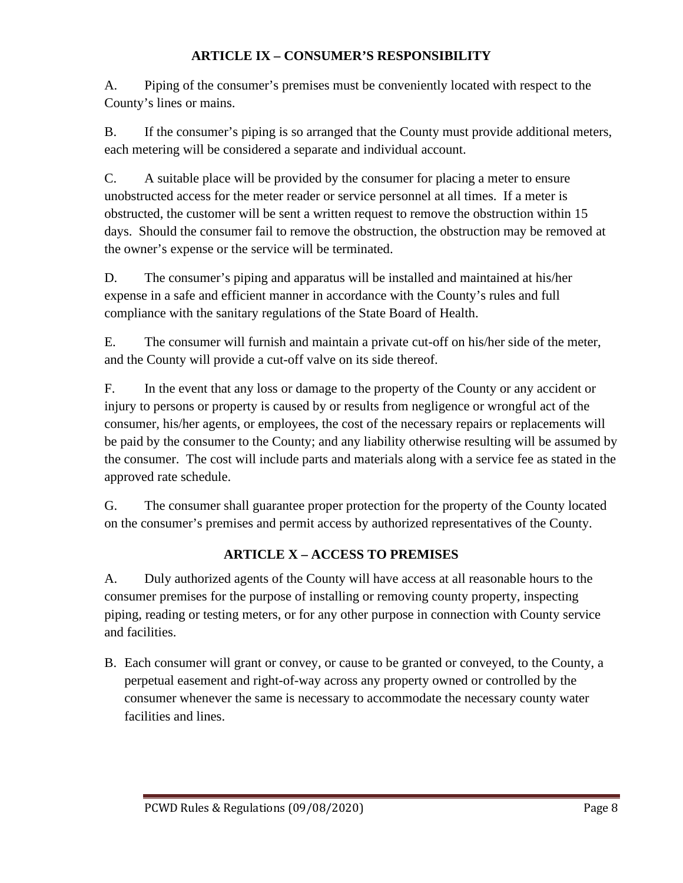## ARTICLE IX – CONSUMER'S RESPONSIBILITY

A. Piping of the consumer's premises must be conveniently located with respect to the County's lines or mains.

B. If the consumer's piping is so arranged that the County must provide additional meters, each metering will be considered a separate and individual account.

C. A suitable place will be provided by the consumer for placing a meter to ensure unobstructed access for the meter reader or service personnel at all times. If a meter is obstructed, the customer will be sent a written request to remove the obstruction within 15 days. Should the consumer fail to remove the obstruction, the obstruction may be removed at the owner's expense or the service will be terminated.

D. The consumer's piping and apparatus will be installed and maintained at his/her expense in a safe and efficient manner in accordance with the County's rules and full compliance with the sanitary regulations of the State Board of Health.

E. The consumer will furnish and maintain a private cut-off on his/her side of the meter, and the County will provide a cut-off valve on its side thereof.

F. In the event that any loss or damage to the property of the County or any accident or injury to persons or property is caused by or results from negligence or wrongful act of the consumer, his/her agents, or employees, the cost of the necessary repairs or replacements will be paid by the consumer to the County; and any liability otherwise resulting will be assumed by the consumer. The cost will include parts and materials along with a service fee as stated in the approved rate schedule.

G. The consumer shall guarantee proper protection for the property of the County located on the consumer's premises and permit access by authorized representatives of the County.

## ARTICLE X – ACCESS TO PREMISES

A. Duly authorized agents of the County will have access at all reasonable hours to the consumer premises for the purpose of installing or removing county property, inspecting piping, reading or testing meters, or for any other purpose in connection with County service and facilities.

B. Each consumer will grant or convey, or cause to be granted or conveyed, to the County, a perpetual easement and right-of-way across any property owned or controlled by the consumer whenever the same is necessary to accommodate the necessary county water facilities and lines.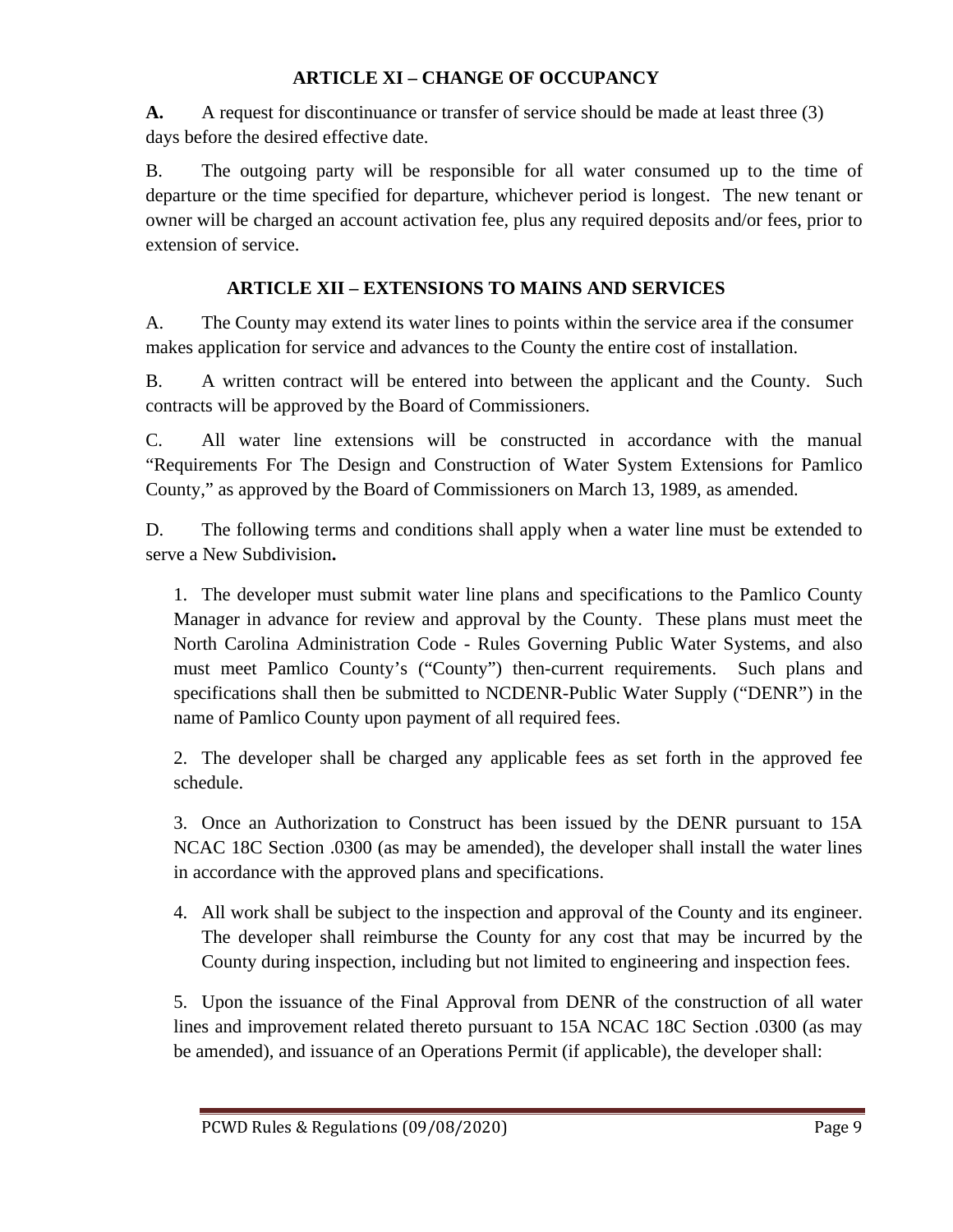## ARTICLE XI – CHANGE OF OCCUPANCY

**A.** A request for discontinuance or transfer of service should be made at least three (3) days before the desired effective date.

B. The outgoing party will be responsible for all water consumed up to the time of departure or the time specified for departure, whichever period is longest. The new tenant or owner will be charged an account activation fee, plus any required deposits and/or fees, prior to extension of service.

## ARTICLE XII – EXTENSIONS TO MAINS AND SERVICES

A. The County may extend its water lines to points within the service area if the consumer makes application for service and advances to the County the entire cost of installation.

B. A written contract will be entered into between the applicant and the County. Such contracts will be approved by the Board of Commissioners.

C. All water line extensions will be constructed in accordance with the manual "Requirements For The Design and Construction of Water System Extensions for Pamlico County," as approved by the Board of Commissioners on March 13, 1989, as amended.

D. The following terms and conditions shall apply when a water line must be extended to serve a New Subdivision**.**

1. The developer must submit water line plans and specifications to the Pamlico County Manager in advance for review and approval by the County. These plans must meet the North Carolina Administration Code - Rules Governing Public Water Systems, and also must meet Pamlico County's ("County") then-current requirements. Such plans and specifications shall then be submitted to NCDENR-Public Water Supply ("DENR") in the name of Pamlico County upon payment of all required fees.

2. The developer shall be charged any applicable fees as set forth in the approved fee schedule.

3. Once an Authorization to Construct has been issued by the DENR pursuant to 15A NCAC 18C Section .0300 (as may be amended), the developer shall install the water lines in accordance with the approved plans and specifications.

4. All work shall be subject to the inspection and approval of the County and its engineer. The developer shall reimburse the County for any cost that may be incurred by the County during inspection, including but not limited to engineering and inspection fees.

5. Upon the issuance of the Final Approval from DENR of the construction of all water lines and improvement related thereto pursuant to 15A NCAC 18C Section .0300 (as may be amended), and issuance of an Operations Permit (if applicable), the developer shall: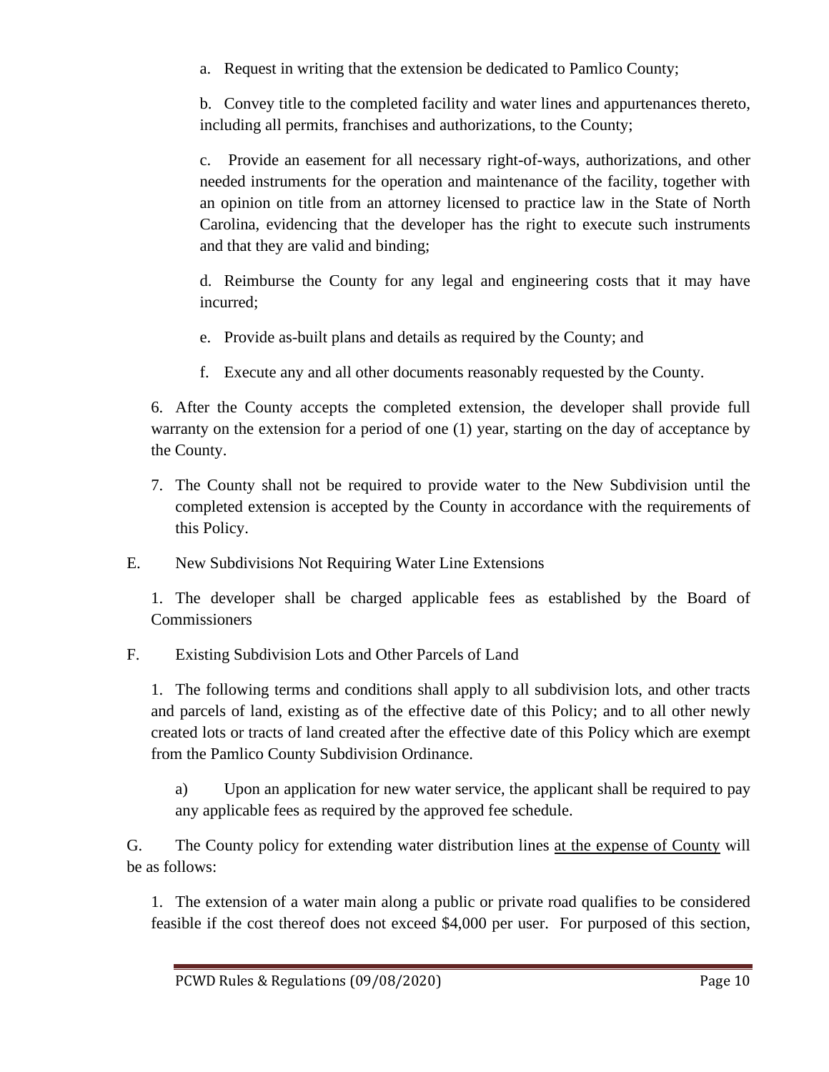a. Request in writing that the extension be dedicated to Pamlico County;

b. Convey title to the completed facility and water lines and appurtenances thereto, including all permits, franchises and authorizations, to the County;

c. Provide an easement for all necessary right-of-ways, authorizations, and other needed instruments for the operation and maintenance of the facility, together with an opinion on title from an attorney licensed to practice law in the State of North Carolina, evidencing that the developer has the right to execute such instruments and that they are valid and binding;

d. Reimburse the County for any legal and engineering costs that it may have incurred;

e. Provide as-built plans and details as required by the County; and

f. Execute any and all other documents reasonably requested by the County.

6. After the County accepts the completed extension, the developer shall provide full warranty on the extension for a period of one (1) year, starting on the day of acceptance by the County.

7. The County shall not be required to provide water to the New Subdivision until the completed extension is accepted by the County in accordance with the requirements of this Policy.

E. New Subdivisions Not Requiring Water Line Extensions

1. The developer shall be charged applicable fees as established by the Board of Commissioners

F. Existing Subdivision Lots and Other Parcels of Land

1. The following terms and conditions shall apply to all subdivision lots, and other tracts and parcels of land, existing as of the effective date of this Policy; and to all other newly created lots or tracts of land created after the effective date of this Policy which are exempt from the Pamlico County Subdivision Ordinance.

a) Upon an application for new water service, the applicant shall be required to pay any applicable fees as required by the approved fee schedule.

G. The County policy for extending water distribution lines <u>at the expense of County</u> will be as follows:

1. The extension of a water main along a public or private road qualifies to be considered feasible if the cost thereof does not exceed $4,000 per user. For purposed of this section,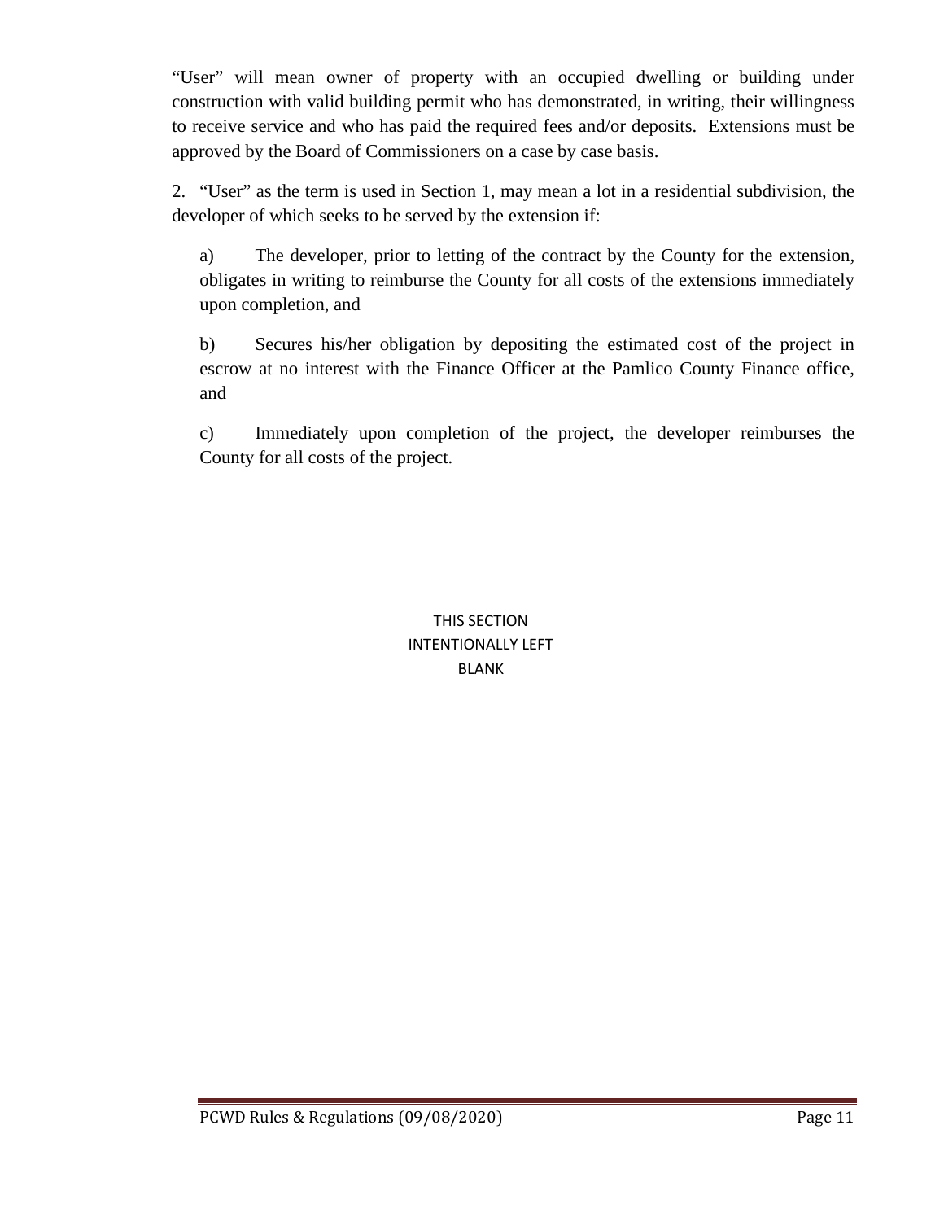"User" will mean owner of property with an occupied dwelling or building under construction with valid building permit who has demonstrated, in writing, their willingness to receive service and who has paid the required fees and/or deposits. Extensions must be approved by the Board of Commissioners on a case by case basis.

2. "User" as the term is used in Section 1, may mean a lot in a residential subdivision, the developer of which seeks to be served by the extension if:

a) The developer, prior to letting of the contract by the County for the extension, obligates in writing to reimburse the County for all costs of the extensions immediately upon completion, and

b) Secures his/her obligation by depositing the estimated cost of the project in escrow at no interest with the Finance Officer at the Pamlico County Finance office, and

c) Immediately upon completion of the project, the developer reimburses the County for all costs of the project.

THIS SECTION
INTENTIONALLY LEFT
BLANK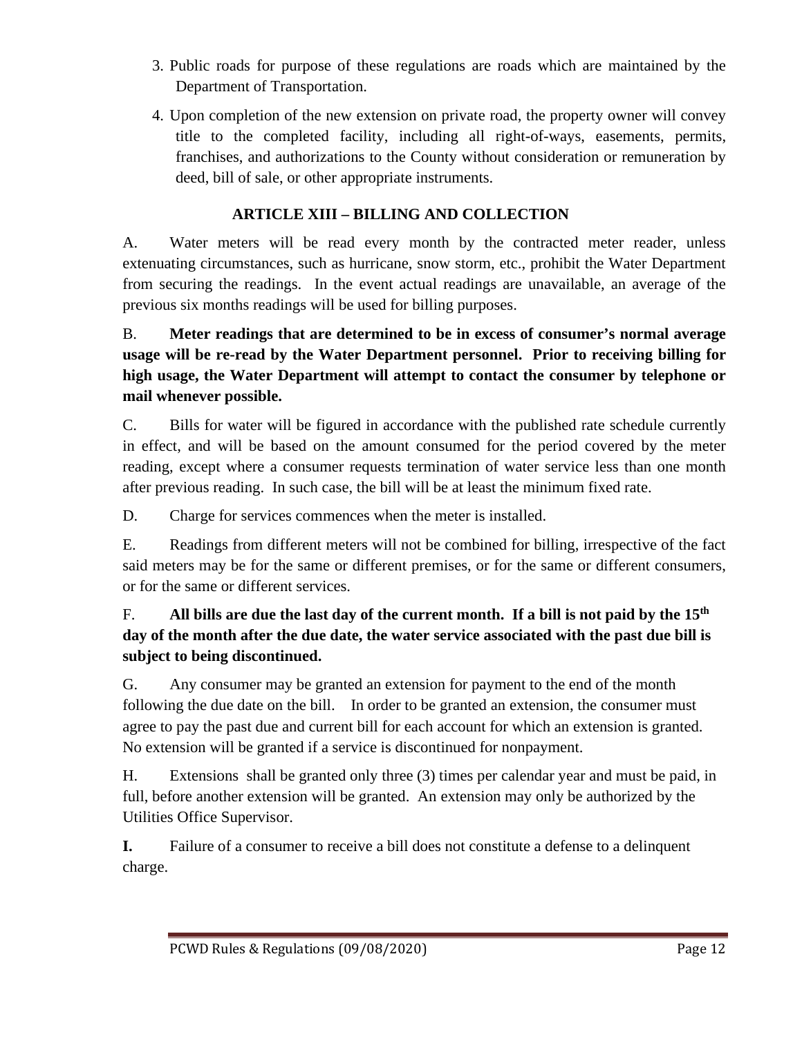3. Public roads for purpose of these regulations are roads which are maintained by the Department of Transportation.
4. Upon completion of the new extension on private road, the property owner will convey title to the completed facility, including all right-of-ways, easements, permits, franchises, and authorizations to the County without consideration or remuneration by deed, bill of sale, or other appropriate instruments.

## ARTICLE XIII – BILLING AND COLLECTION

A. Water meters will be read every month by the contracted meter reader, unless extenuating circumstances, such as hurricane, snow storm, etc., prohibit the Water Department from securing the readings. In the event actual readings are unavailable, an average of the previous six months readings will be used for billing purposes.

B. **Meter readings that are determined to be in excess of consumer's normal average usage will be re-read by the Water Department personnel. Prior to receiving billing for high usage, the Water Department will attempt to contact the consumer by telephone or mail whenever possible.**

C. Bills for water will be figured in accordance with the published rate schedule currently in effect, and will be based on the amount consumed for the period covered by the meter reading, except where a consumer requests termination of water service less than one month after previous reading. In such case, the bill will be at least the minimum fixed rate.

D. Charge for services commences when the meter is installed.

E. Readings from different meters will not be combined for billing, irrespective of the fact said meters may be for the same or different premises, or for the same or different consumers, or for the same or different services.

F. **All bills are due the last day of the current month. If a bill is not paid by the 15th day of the month after the due date, the water service associated with the past due bill is subject to being discontinued.**

G. Any consumer may be granted an extension for payment to the end of the month following the due date on the bill. In order to be granted an extension, the consumer must agree to pay the past due and current bill for each account for which an extension is granted. No extension will be granted if a service is discontinued for nonpayment.

H. Extensions shall be granted only three (3) times per calendar year and must be paid, in full, before another extension will be granted. An extension may only be authorized by the Utilities Office Supervisor.

**I.** Failure of a consumer to receive a bill does not constitute a defense to a delinquent charge.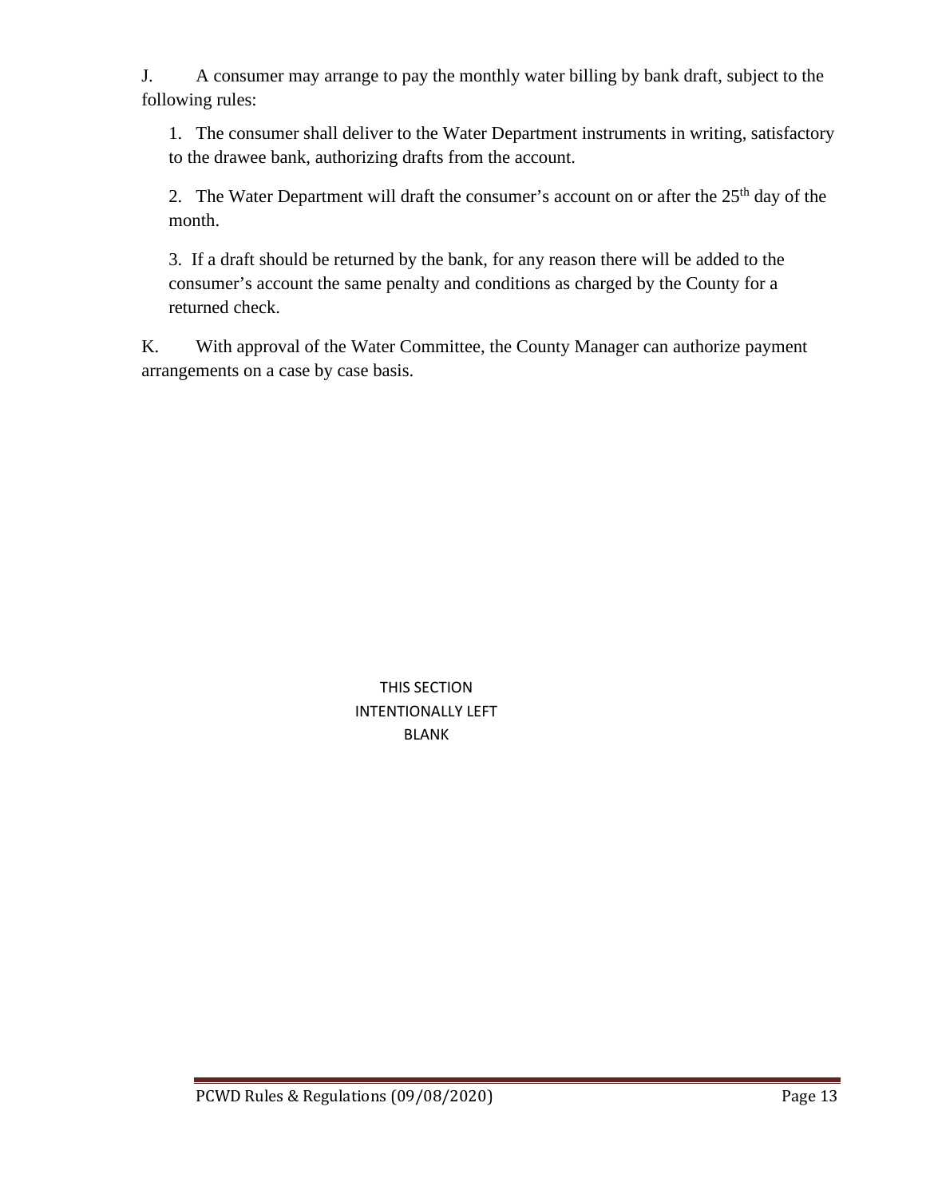J. A consumer may arrange to pay the monthly water billing by bank draft, subject to the following rules:

1. The consumer shall deliver to the Water Department instruments in writing, satisfactory to the drawee bank, authorizing drafts from the account.

2. The Water Department will draft the consumer's account on or after the 25th day of the month.

3. If a draft should be returned by the bank, for any reason there will be added to the consumer's account the same penalty and conditions as charged by the County for a returned check.

K. With approval of the Water Committee, the County Manager can authorize payment arrangements on a case by case basis.

THIS SECTION
INTENTIONALLY LEFT
BLANK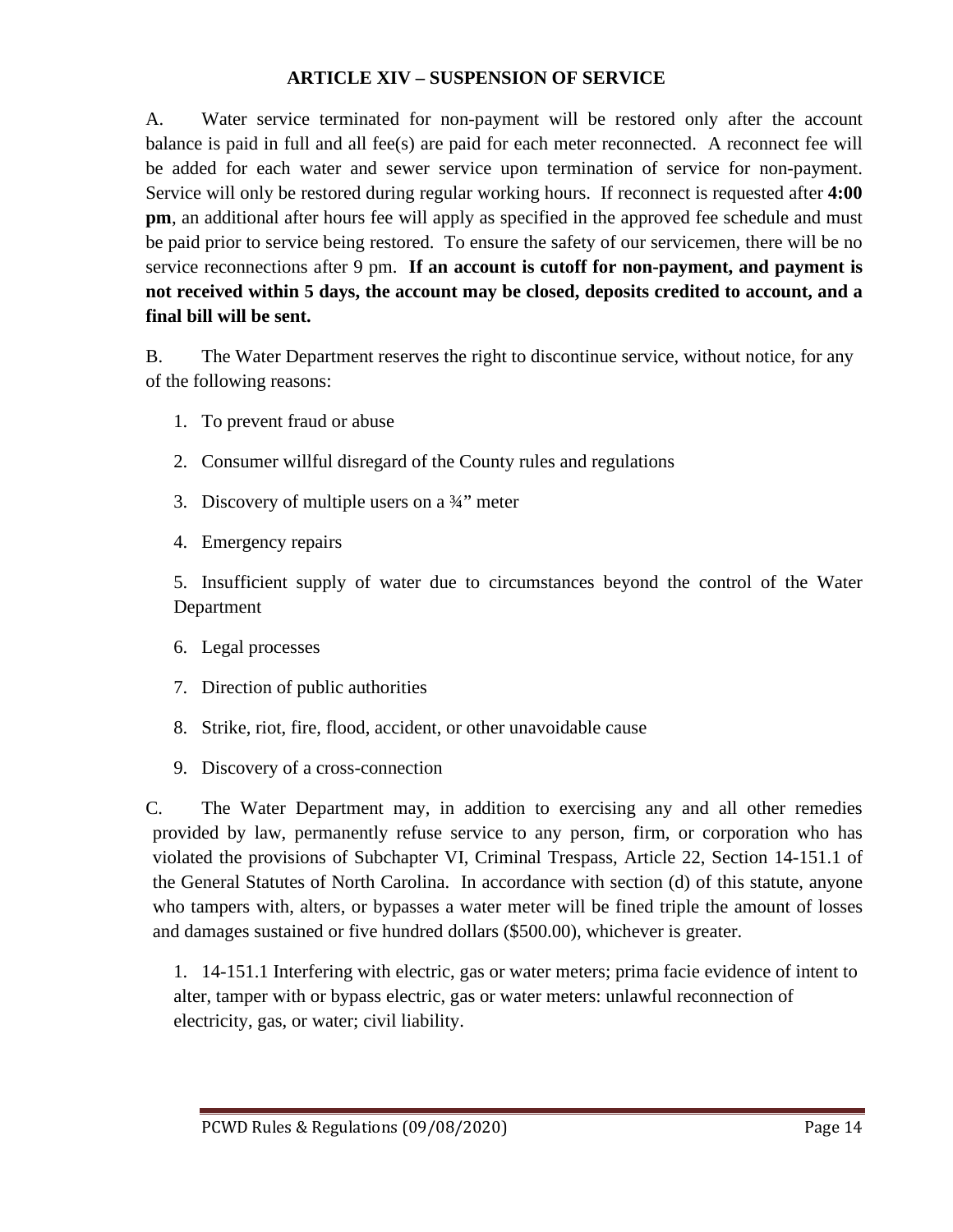## ARTICLE XIV – SUSPENSION OF SERVICE

A. Water service terminated for non-payment will be restored only after the account balance is paid in full and all fee(s) are paid for each meter reconnected. A reconnect fee will be added for each water and sewer service upon termination of service for non-payment. Service will only be restored during regular working hours. If reconnect is requested after **4:00 pm**, an additional after hours fee will apply as specified in the approved fee schedule and must be paid prior to service being restored. To ensure the safety of our servicemen, there will be no service reconnections after 9 pm. **If an account is cutoff for non-payment, and payment is not received within 5 days, the account may be closed, deposits credited to account, and a final bill will be sent.**

B. The Water Department reserves the right to discontinue service, without notice, for any of the following reasons:

1. To prevent fraud or abuse
2. Consumer willful disregard of the County rules and regulations
3. Discovery of multiple users on a ¾" meter
4. Emergency repairs
5. Insufficient supply of water due to circumstances beyond the control of the Water Department
6. Legal processes
7. Direction of public authorities
8. Strike, riot, fire, flood, accident, or other unavoidable cause
9. Discovery of a cross-connection

C. The Water Department may, in addition to exercising any and all other remedies provided by law, permanently refuse service to any person, firm, or corporation who has violated the provisions of Subchapter VI, Criminal Trespass, Article 22, Section 14-151.1 of the General Statutes of North Carolina. In accordance with section (d) of this statute, anyone who tampers with, alters, or bypasses a water meter will be fined triple the amount of losses and damages sustained or five hundred dollars ($500.00), whichever is greater.

1. 14-151.1 Interfering with electric, gas or water meters; prima facie evidence of intent to alter, tamper with or bypass electric, gas or water meters: unlawful reconnection of electricity, gas, or water; civil liability.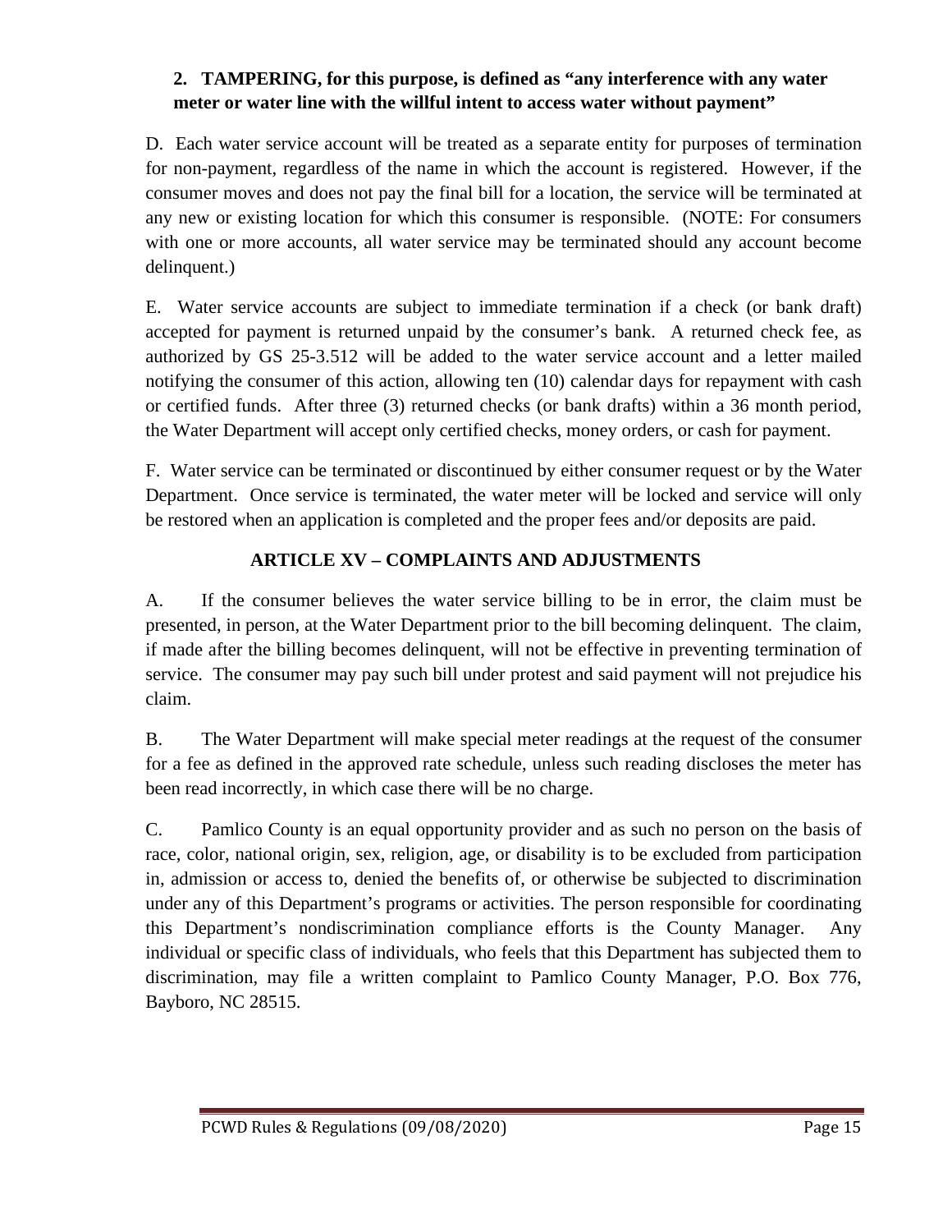**2. TAMPERING, for this purpose, is defined as "any interference with any water meter or water line with the willful intent to access water without payment"**

D. Each water service account will be treated as a separate entity for purposes of termination for non-payment, regardless of the name in which the account is registered. However, if the consumer moves and does not pay the final bill for a location, the service will be terminated at any new or existing location for which this consumer is responsible. (NOTE: For consumers with one or more accounts, all water service may be terminated should any account become delinquent.)

E. Water service accounts are subject to immediate termination if a check (or bank draft) accepted for payment is returned unpaid by the consumer's bank. A returned check fee, as authorized by GS 25-3.512 will be added to the water service account and a letter mailed notifying the consumer of this action, allowing ten (10) calendar days for repayment with cash or certified funds. After three (3) returned checks (or bank drafts) within a 36 month period, the Water Department will accept only certified checks, money orders, or cash for payment.

F. Water service can be terminated or discontinued by either consumer request or by the Water Department. Once service is terminated, the water meter will be locked and service will only be restored when an application is completed and the proper fees and/or deposits are paid.

## ARTICLE XV – COMPLAINTS AND ADJUSTMENTS

A. If the consumer believes the water service billing to be in error, the claim must be presented, in person, at the Water Department prior to the bill becoming delinquent. The claim, if made after the billing becomes delinquent, will not be effective in preventing termination of service. The consumer may pay such bill under protest and said payment will not prejudice his claim.

B. The Water Department will make special meter readings at the request of the consumer for a fee as defined in the approved rate schedule, unless such reading discloses the meter has been read incorrectly, in which case there will be no charge.

C. Pamlico County is an equal opportunity provider and as such no person on the basis of race, color, national origin, sex, religion, age, or disability is to be excluded from participation in, admission or access to, denied the benefits of, or otherwise be subjected to discrimination under any of this Department's programs or activities. The person responsible for coordinating this Department's nondiscrimination compliance efforts is the County Manager. Any individual or specific class of individuals, who feels that this Department has subjected them to discrimination, may file a written complaint to Pamlico County Manager, P.O. Box 776, Bayboro, NC 28515.